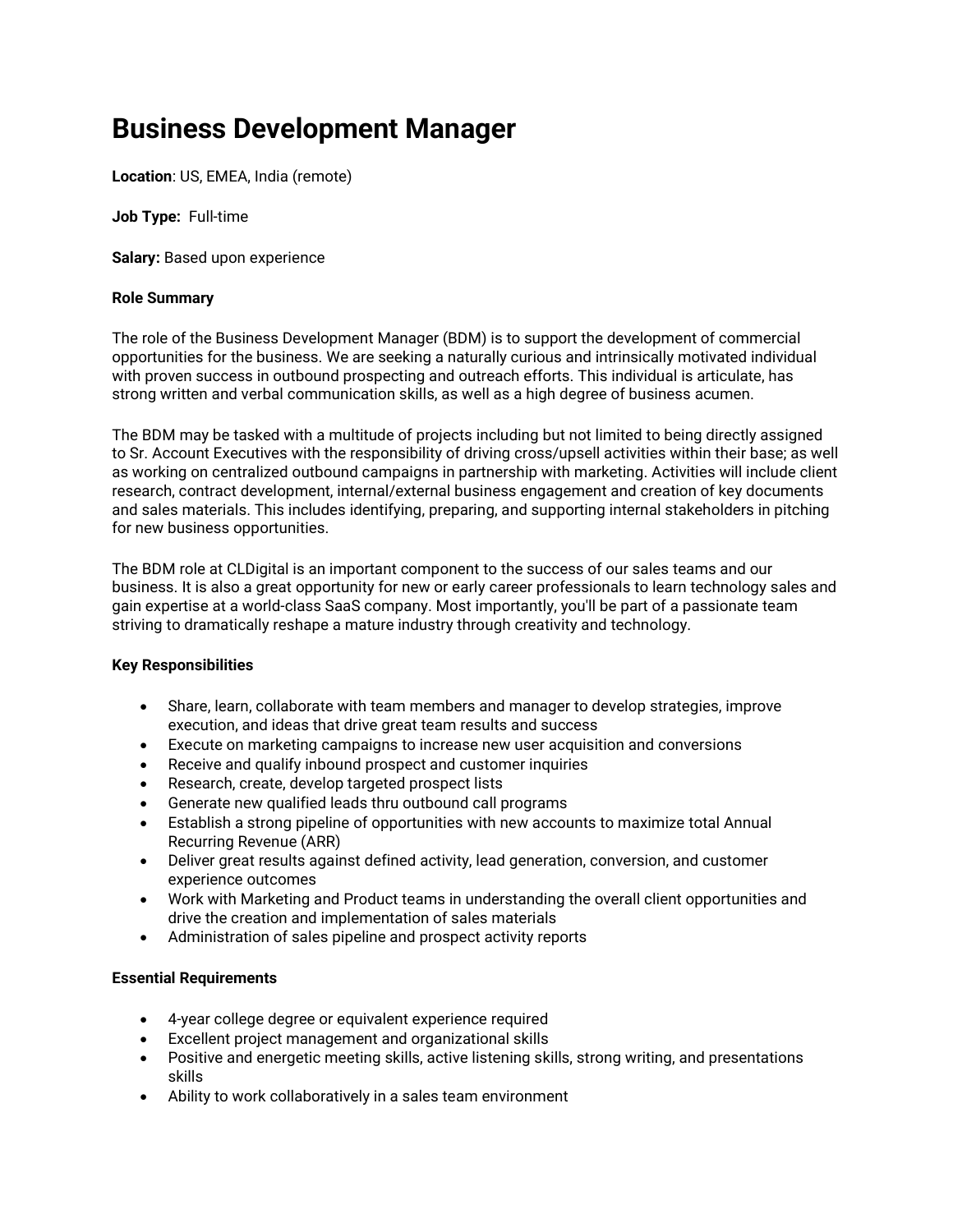# Business Development Manager

**Location**: US, EMEA, India (remote)

**Job Type:** Full-time

**Salary:** Based upon experience

**Role Summary**

The role of the Business Development Manager (BDM) is to support the development of commercial opportunities for the business. We are seeking a naturally curious and intrinsically motivated individual with proven success in outbound prospecting and outreach efforts. This individual is articulate, has strong written and verbal communication skills, as well as a high degree of business acumen.

The BDM may be tasked with a multitude of projects including but not limited to being directly assigned to Sr. Account Executives with the responsibility of driving cross/upsell activities within their base; as well as working on centralized outbound campaigns in partnership with marketing. Activities will include client research, contract development, internal/external business engagement and creation of key documents and sales materials. This includes identifying, preparing, and supporting internal stakeholders in pitching for new business opportunities.

The BDM role at CLDigital is an important component to the success of our sales teams and our business. It is also a great opportunity for new or early career professionals to learn technology sales and gain expertise at a world-class SaaS company. Most importantly, you'll be part of a passionate team striving to dramatically reshape a mature industry through creativity and technology.

**Key Responsibilities**

- Share, learn, collaborate with team members and manager to develop strategies, improve execution, and ideas that drive great team results and success
- Execute on marketing campaigns to increase new user acquisition and conversions
- Receive and qualify inbound prospect and customer inquiries
- Research, create, develop targeted prospect lists
- Generate new qualified leads thru outbound call programs
- Establish a strong pipeline of opportunities with new accounts to maximize total Annual Recurring Revenue (ARR)
- Deliver great results against defined activity, lead generation, conversion, and customer experience outcomes
- Work with Marketing and Product teams in understanding the overall client opportunities and drive the creation and implementation of sales materials
- Administration of sales pipeline and prospect activity reports

**Essential Requirements**

- 4-year college degree or equivalent experience required
- Excellent project management and organizational skills
- Positive and energetic meeting skills, active listening skills, strong writing, and presentations skills
- Ability to work collaboratively in a sales team environment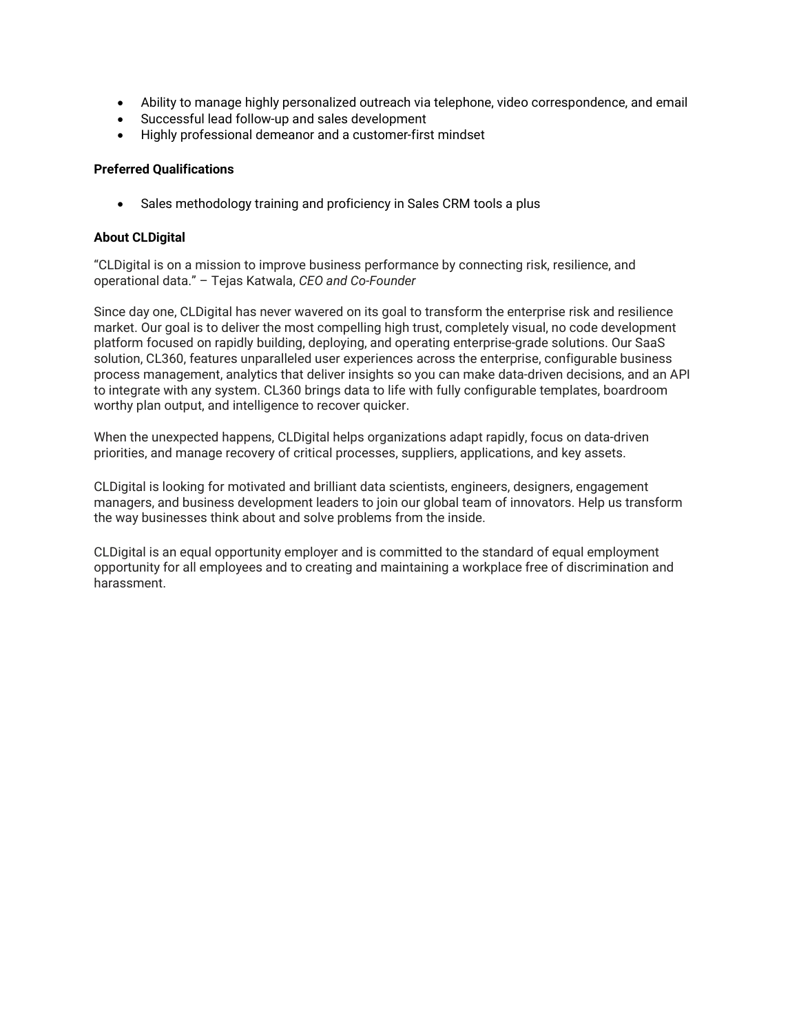- Ability to manage highly personalized outreach via telephone, video correspondence, and email
- Successful lead follow-up and sales development
- Highly professional demeanor and a customer-first mindset

**Preferred Qualifications**

- Sales methodology training and proficiency in Sales CRM tools a plus

**About CLDigital**

"CLDigital is on a mission to improve business performance by connecting risk, resilience, and operational data." – Tejas Katwala, *CEO and Co-Founder*

Since day one, CLDigital has never wavered on its goal to transform the enterprise risk and resilience market. Our goal is to deliver the most compelling high trust, completely visual, no code development platform focused on rapidly building, deploying, and operating enterprise-grade solutions. Our SaaS solution, CL360, features unparalleled user experiences across the enterprise, configurable business process management, analytics that deliver insights so you can make data-driven decisions, and an API to integrate with any system. CL360 brings data to life with fully configurable templates, boardroom worthy plan output, and intelligence to recover quicker.

When the unexpected happens, CLDigital helps organizations adapt rapidly, focus on data-driven priorities, and manage recovery of critical processes, suppliers, applications, and key assets.

CLDigital is looking for motivated and brilliant data scientists, engineers, designers, engagement managers, and business development leaders to join our global team of innovators. Help us transform the way businesses think about and solve problems from the inside.

CLDigital is an equal opportunity employer and is committed to the standard of equal employment opportunity for all employees and to creating and maintaining a workplace free of discrimination and harassment.